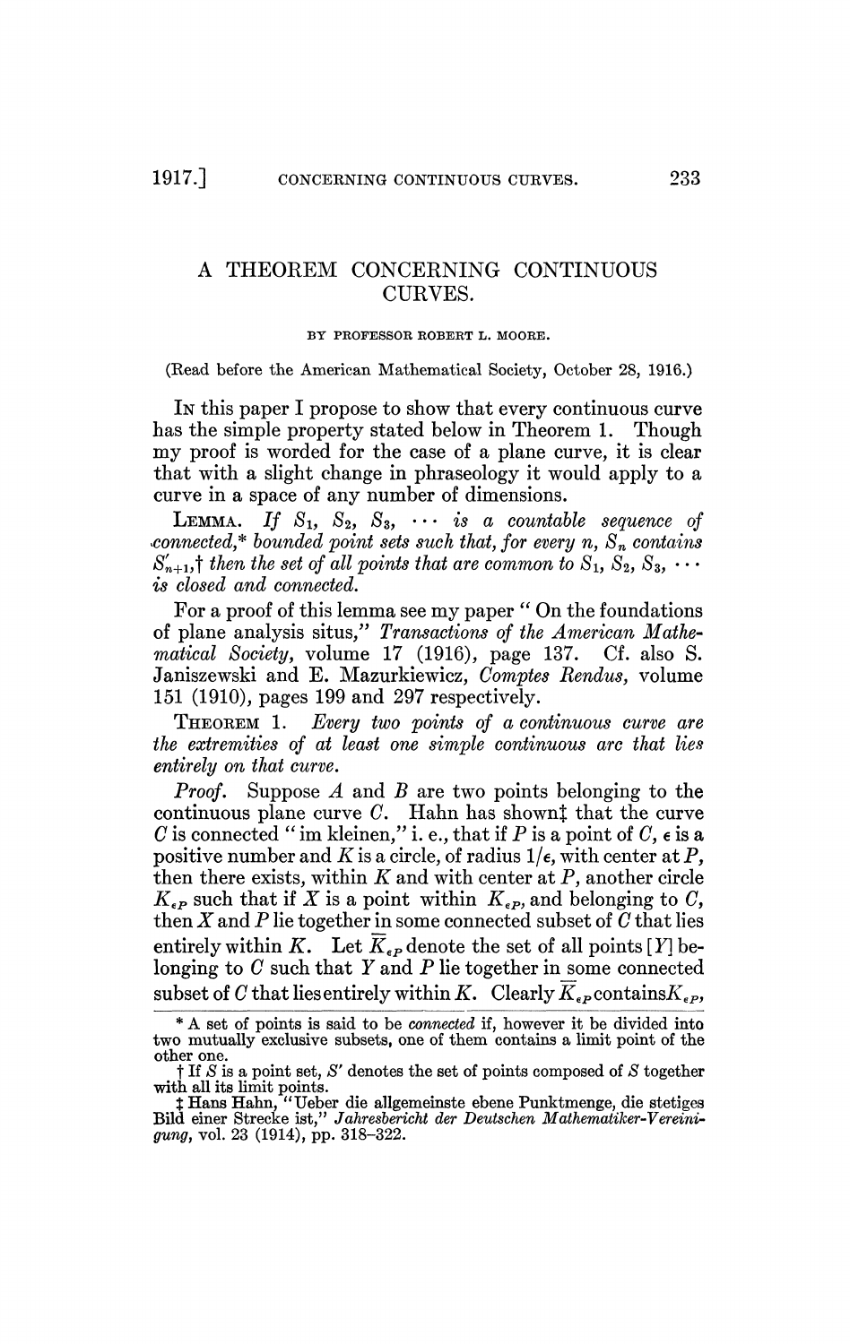# A THEOREM CONCERNING CONTINUOUS CURVES.

BY PROFESSOR ROBERT L. MOORE.

(Read before the American Mathematical Society, October 28, 1916.)

IN this paper I propose to show that every continuous curve has the simple property stated below in Theorem 1. Though my proof is worded for the case of a plane curve, it is clear that with a slight change in phraseology it would apply to a curve in a space of any number of dimensions.

LEMMA. *If $S_1$, $S_2$, $S_3$, $\cdots$ is a countable sequence of connected,\* bounded point sets such that, for every $n$, $S_n$ contains $S'_{n+1}$,† then the set of all points that are common to $S_1$, $S_2$, $S_3$, $\cdots$ is closed and connected.*

For a proof of this lemma see my paper "On the foundations of plane analysis situs," *Transactions of the American Mathematical Society*, volume 17 (1916), page 137. Cf. also S. Janiszewski and E. Mazurkiewicz, *Comptes Rendus*, volume 151 (1910), pages 199 and 297 respectively.

THEOREM 1. *Every two points of a continuous curve are the extremities of at least one simple continuous arc that lies entirely on that curve.*

*Proof.* Suppose $A$ and $B$ are two points belonging to the continuous plane curve $C$. Hahn has shown‡ that the curve $C$ is connected "im kleinen," i. e., that if $P$ is a point of $C$, $\epsilon$ is a positive number and $K$ is a circle, of radius $1/\epsilon$, with center at $P$, then there exists, within $K$ and with center at $P$, another circle $K_{\epsilon P}$ such that if $X$ is a point within $K_{\epsilon P}$, and belonging to $C$, then $X$ and $P$ lie together in some connected subset of $C$ that lies entirely within $K$. Let $\overline{K}_{\epsilon P}$ denote the set of all points [$Y$] belonging to $C$ such that $Y$ and $P$ lie together in some connected subset of $C$ that lies entirely within $K$. Clearly $\overline{K}_{\epsilon P}$ contains $K_{\epsilon P}$,

\* A set of points is said to be *connected* if, however it be divided into two mutually exclusive subsets, one of them contains a limit point of the other one.

† If $S$ is a point set, $S'$ denotes the set of points composed of $S$ together with all its limit points.

‡ Hans Hahn, "Ueber die allgemeinste ebene Punktmenge, die stetiges Bild einer Strecke ist," *Jahresbericht der Deutschen Mathematiker-Vereinigung*, vol. 23 (1914), pp. 318–322.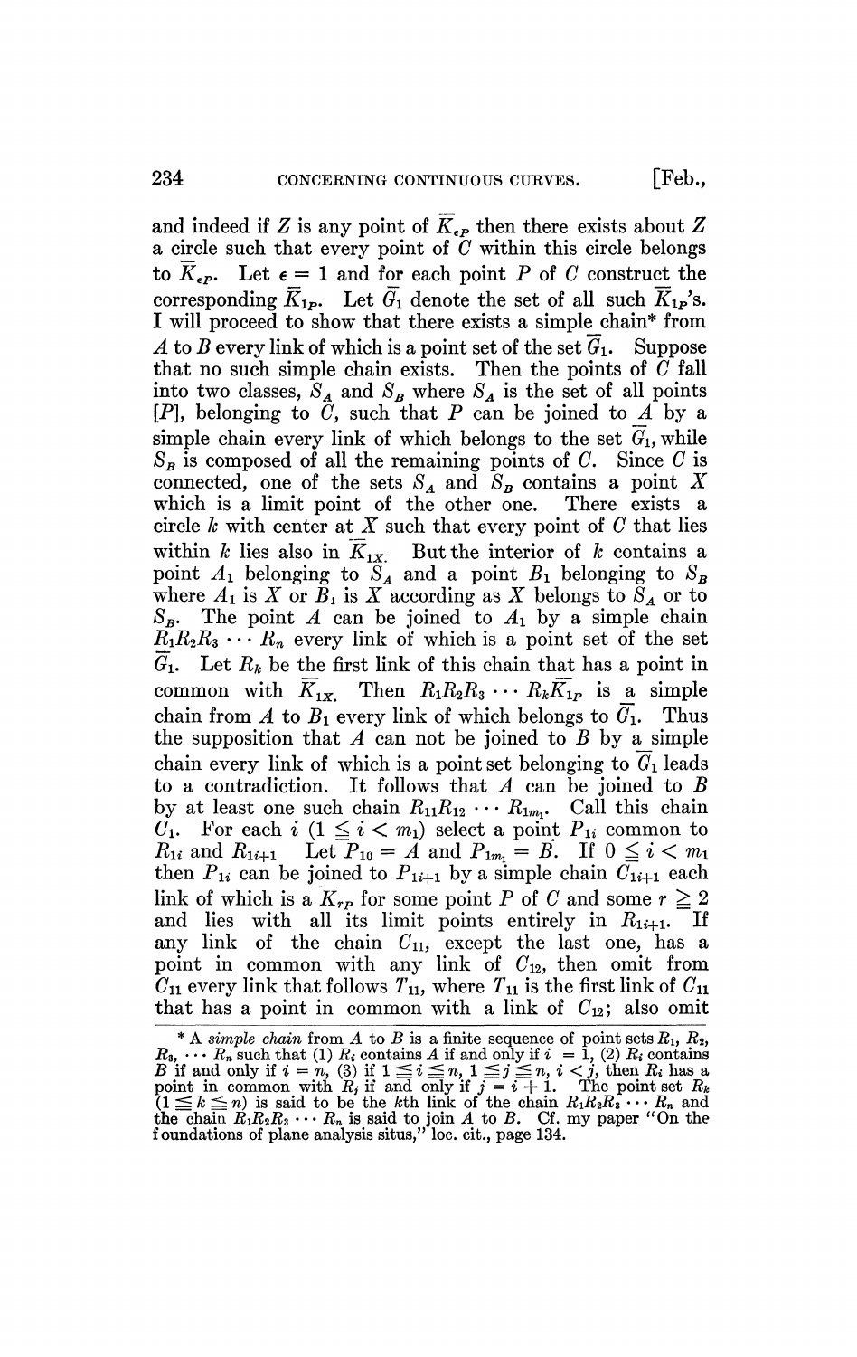and indeed if $Z$ is any point of $\overline{K}_{\epsilon P}$ then there exists about $Z$ a circle such that every point of $C$ within this circle belongs to $\overline{K}_{\epsilon P}$. Let $\epsilon = 1$ and for each point $P$ of $C$ construct the corresponding $\overline{K}_{1P}$. Let $\overline{G}_1$ denote the set of all such $\overline{K}_{1P}$'s. I will proceed to show that there exists a simple chain* from $A$ to $B$ every link of which is a point set of the set $\overline{G}_1$. Suppose that no such simple chain exists. Then the points of $C$ fall into two classes, $S_A$ and $S_B$ where $S_A$ is the set of all points $[P]$, belonging to $C$, such that $P$ can be joined to $A$ by a simple chain every link of which belongs to the set $\overline{G}_1$, while $S_B$ is composed of all the remaining points of $C$. Since $C$ is connected, one of the sets $S_A$ and $S_B$ contains a point $X$ which is a limit point of the other one. There exists a circle $k$ with center at $X$ such that every point of $C$ that lies within $k$ lies also in $\overline{K}_{1X}$. But the interior of $k$ contains a point $A_1$ belonging to $S_A$ and a point $B_1$ belonging to $S_B$ where $A_1$ is $X$ or $B_1$ is $X$ according as $X$ belongs to $S_A$ or to $S_B$. The point $A$ can be joined to $A_1$ by a simple chain $R_1R_2R_3 \cdots R_n$ every link of which is a point set of the set $\overline{G}_1$. Let $R_k$ be the first link of this chain that has a point in common with $\overline{K}_{1X}$. Then $R_1R_2R_3 \cdots R_k\overline{K}_{1P}$ is a simple chain from $A$ to $B_1$ every link of which belongs to $\overline{G}_1$. Thus the supposition that $A$ can not be joined to $B$ by a simple chain every link of which is a point set belonging to $\overline{G}_1$ leads to a contradiction. It follows that $A$ can be joined to $B$ by at least one such chain $R_{11}R_{12} \cdots R_{1m_1}$. Call this chain $C_1$. For each $i$ $(1 \leqq i < m_1)$ select a point $P_{1i}$ common to $R_{1i}$ and $R_{1i+1}$ Let $P_{10} = A$ and $P_{1m_1} = B$. If $0 \leqq i < m_1$ then $P_{1i}$ can be joined to $P_{1i+1}$ by a simple chain $C_{1i+1}$ each link of which is a $\overline{K}_{rP}$ for some point $P$ of $C$ and some $r \geqq 2$ and lies with all its limit points entirely in $R_{1i+1}$. If any link of the chain $C_{11}$, except the last one, has a point in common with any link of $C_{12}$, then omit from $C_{11}$ every link that follows $T_{11}$, where $T_{11}$ is the first link of $C_{11}$ that has a point in common with a link of $C_{12}$; also omit

---

\* A *simple chain* from $A$ to $B$ is a finite sequence of point sets $R_1$, $R_2$, $R_3$, $\cdots R_n$ such that (1) $R_i$ contains $A$ if and only if $i = 1$, (2) $R_i$ contains $B$ if and only if $i = n$, (3) if $1 \leqq i \leqq n$, $1 \leqq j \leqq n$, $i < j$, then $R_i$ has a point in common with $R_j$ if and only if $j = i + 1$. The point set $R_k$ $(1 \leqq k \leqq n)$ is said to be the $k$th link of the chain $R_1R_2R_3 \cdots R_n$ and the chain $R_1R_2R_3 \cdots R_n$ is said to join $A$ to $B$. Cf. my paper "On the foundations of plane analysis situs," loc. cit., page 134.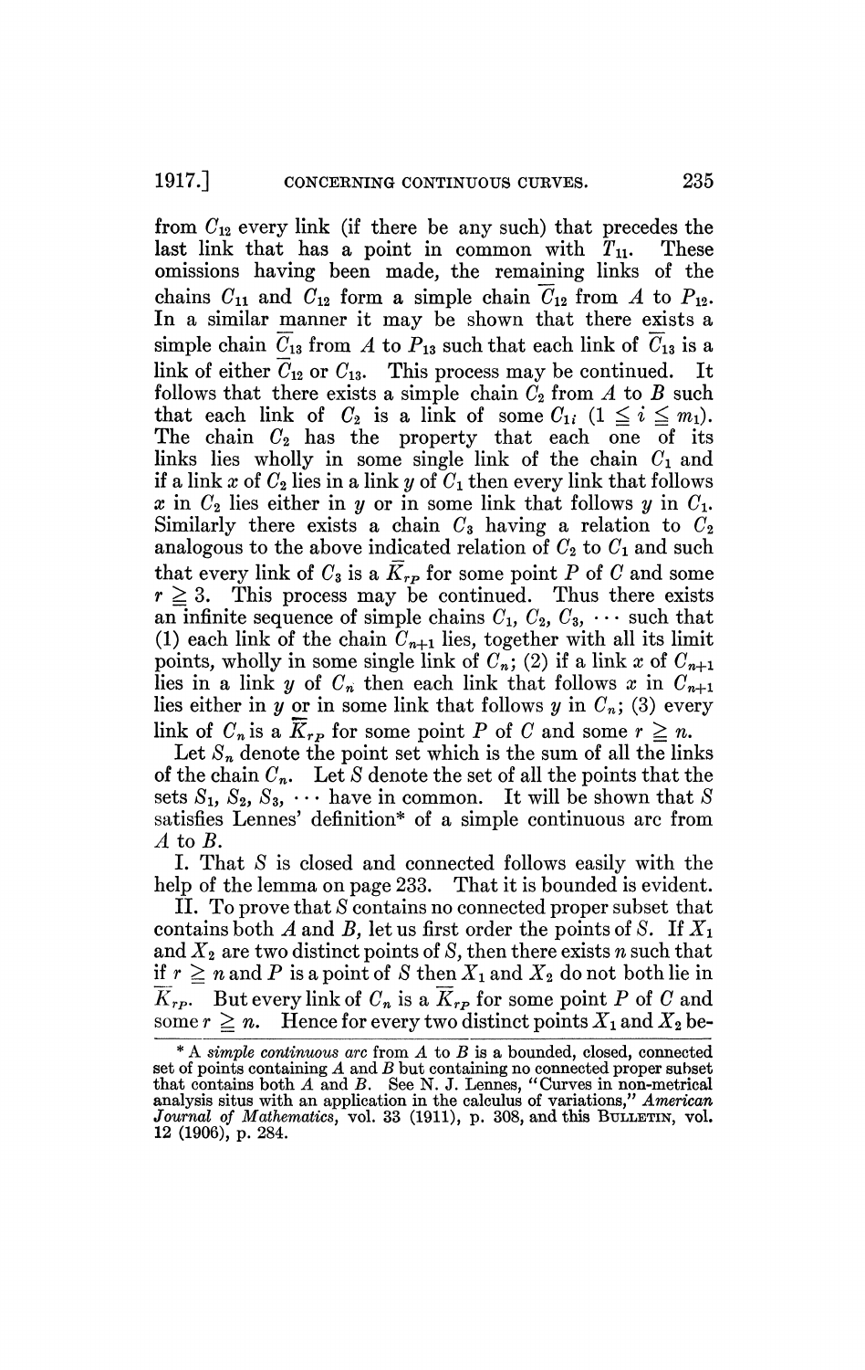from $C_{12}$ every link (if there be any such) that precedes the last link that has a point in common with $T_{11}$. These omissions having been made, the remaining links of the chains $C_{11}$ and $C_{12}$ form a simple chain $\overline{C}_{12}$ from $A$ to $P_{12}$. In a similar manner it may be shown that there exists a simple chain $\overline{C}_{13}$ from $A$ to $P_{13}$ such that each link of $\overline{C}_{13}$ is a link of either $\overline{C}_{12}$ or $C_{13}$. This process may be continued. It follows that there exists a simple chain $C_2$ from $A$ to $B$ such that each link of $C_2$ is a link of some $C_{1i}$ $(1 \leqq i \leqq m_1)$. The chain $C_2$ has the property that each one of its links lies wholly in some single link of the chain $C_1$ and if a link $x$ of $C_2$ lies in a link $y$ of $C_1$ then every link that follows $x$ in $C_2$ lies either in $y$ or in some link that follows $y$ in $C_1$. Similarly there exists a chain $C_3$ having a relation to $C_2$ analogous to the above indicated relation of $C_2$ to $C_1$ and such that every link of $C_3$ is a $\overline{K}_{rP}$ for some point $P$ of $C$ and some $r \geqq 3$. This process may be continued. Thus there exists an infinite sequence of simple chains $C_1, C_2, C_3, \cdots$ such that (1) each link of the chain $C_{n+1}$ lies, together with all its limit points, wholly in some single link of $C_n$; (2) if a link $x$ of $C_{n+1}$ lies in a link $y$ of $C_n$ then each link that follows $x$ in $C_{n+1}$ lies either in $y$ or in some link that follows $y$ in $C_n$; (3) every link of $C_n$ is a $\overline{K}_{rP}$ for some point $P$ of $C$ and some $r \geqq n$.

Let $S_n$ denote the point set which is the sum of all the links of the chain $C_n$. Let $S$ denote the set of all the points that the sets $S_1, S_2, S_3, \cdots$ have in common. It will be shown that $S$ satisfies Lennes' definition* of a simple continuous arc from $A$ to $B$.

I. That $S$ is closed and connected follows easily with the help of the lemma on page 233. That it is bounded is evident.

II. To prove that $S$ contains no connected proper subset that contains both $A$ and $B$, let us first order the points of $S$. If $X_1$ and $X_2$ are two distinct points of $S$, then there exists $n$ such that if $r \geqq n$ and $P$ is a point of $S$ then $X_1$ and $X_2$ do not both lie in $\overline{K}_{rP}$. But every link of $C_n$ is a $\overline{K}_{rP}$ for some point $P$ of $C$ and some $r \geqq n$. Hence for every two distinct points $X_1$ and $X_2$ be-

* A *simple continuous arc* from $A$ to $B$ is a bounded, closed, connected set of points containing $A$ and $B$ but containing no connected proper subset that contains both $A$ and $B$. See N. J. Lennes, "Curves in non-metrical analysis situs with an application in the calculus of variations," *American Journal of Mathematics*, vol. 33 (1911), p. 308, and this BULLETIN, vol. 12 (1906), p. 284.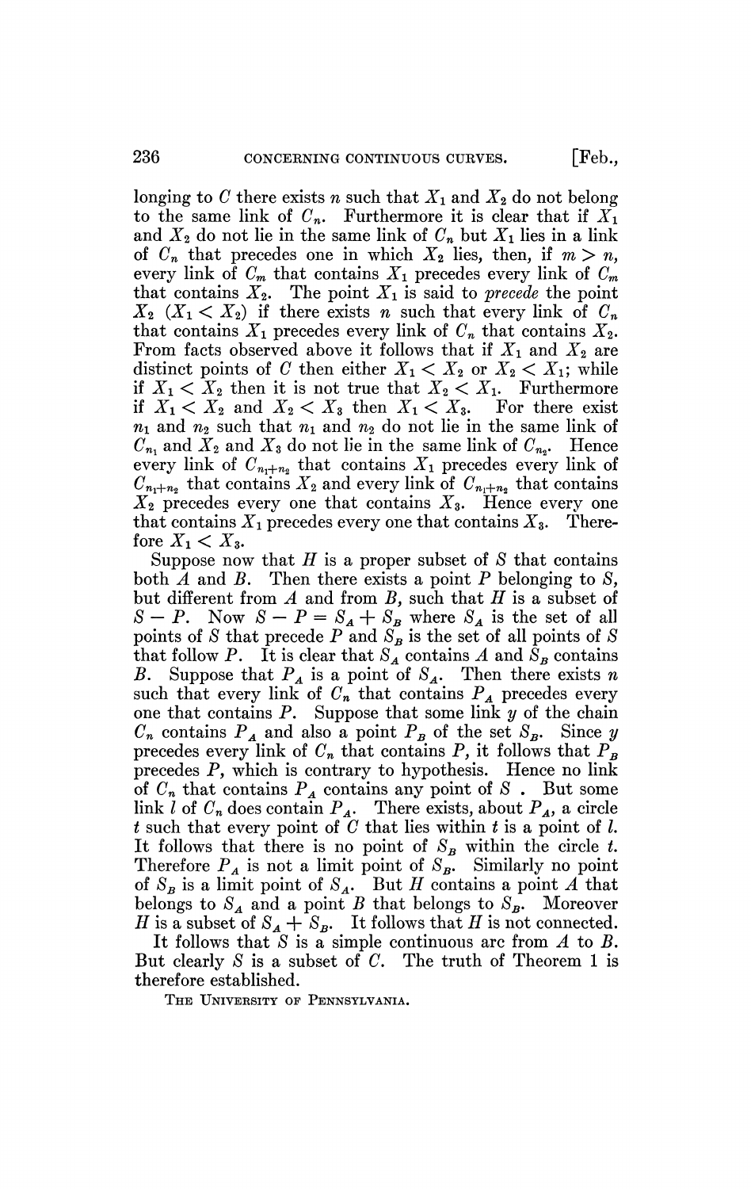longing to $C$ there exists $n$ such that $X_1$ and $X_2$ do not belong to the same link of $C_n$. Furthermore it is clear that if $X_1$ and $X_2$ do not lie in the same link of $C_n$ but $X_1$ lies in a link of $C_n$ that precedes one in which $X_2$ lies, then, if $m > n$, every link of $C_m$ that contains $X_1$ precedes every link of $C_m$ that contains $X_2$. The point $X_1$ is said to *precede* the point $X_2$ ($X_1 < X_2$) if there exists $n$ such that every link of $C_n$ that contains $X_1$ precedes every link of $C_n$ that contains $X_2$. From facts observed above it follows that if $X_1$ and $X_2$ are distinct points of $C$ then either $X_1 < X_2$ or $X_2 < X_1$; while if $X_1 < X_2$ then it is not true that $X_2 < X_1$. Furthermore if $X_1 < X_2$ and $X_2 < X_3$ then $X_1 < X_3$. For there exist $n_1$ and $n_2$ such that $n_1$ and $n_2$ do not lie in the same link of $C_{n_1}$ and $X_2$ and $X_3$ do not lie in the same link of $C_{n_2}$. Hence every link of $C_{n_1+n_2}$ that contains $X_1$ precedes every link of $C_{n_1+n_2}$ that contains $X_2$ and every link of $C_{n_1+n_2}$ that contains $X_2$ precedes every one that contains $X_3$. Hence every one that contains $X_1$ precedes every one that contains $X_3$. Therefore $X_1 < X_3$.

Suppose now that $H$ is a proper subset of $S$ that contains both $A$ and $B$. Then there exists a point $P$ belonging to $S$, but different from $A$ and from $B$, such that $H$ is a subset of $S - P$. Now $S - P = S_A + S_B$ where $S_A$ is the set of all points of $S$ that precede $P$ and $S_B$ is the set of all points of $S$ that follow $P$. It is clear that $S_A$ contains $A$ and $S_B$ contains $B$. Suppose that $P_A$ is a point of $S_A$. Then there exists $n$ such that every link of $C_n$ that contains $P_A$ precedes every one that contains $P$. Suppose that some link $y$ of the chain $C_n$ contains $P_A$ and also a point $P_B$ of the set $S_B$. Since $y$ precedes every link of $C_n$ that contains $P$, it follows that $P_B$ precedes $P$, which is contrary to hypothesis. Hence no link of $C_n$ that contains $P_A$ contains any point of $S$ . But some link $l$ of $C_n$ does contain $P_A$. There exists, about $P_A$, a circle $t$ such that every point of $C$ that lies within $t$ is a point of $l$. It follows that there is no point of $S_B$ within the circle $t$. Therefore $P_A$ is not a limit point of $S_B$. Similarly no point of $S_B$ is a limit point of $S_A$. But $H$ contains a point $A$ that belongs to $S_A$ and a point $B$ that belongs to $S_B$. Moreover $H$ is a subset of $S_A + S_B$. It follows that $H$ is not connected.

It follows that $S$ is a simple continuous arc from $A$ to $B$. But clearly $S$ is a subset of $C$. The truth of Theorem 1 is therefore established.

THE UNIVERSITY OF PENNSYLVANIA.